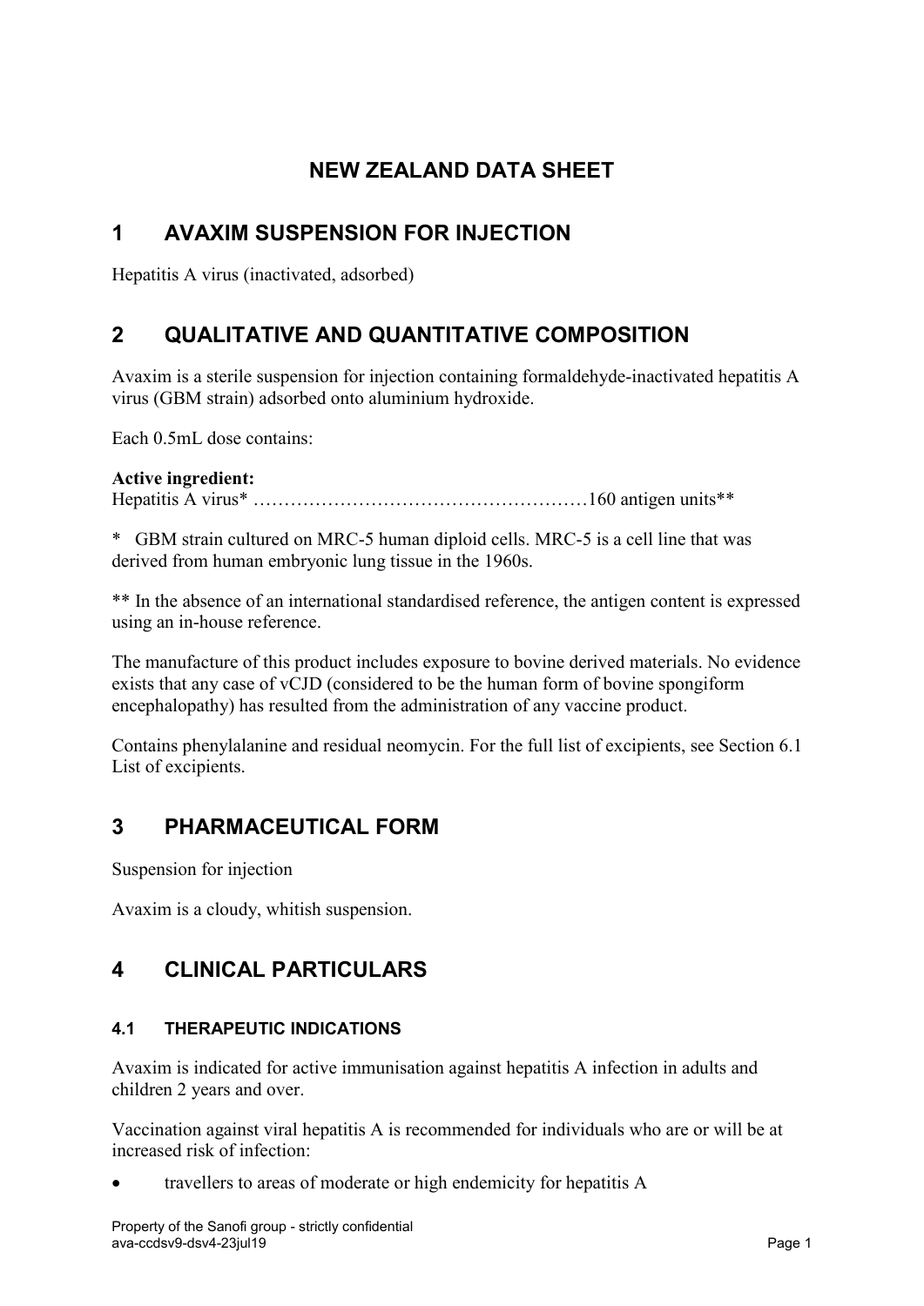# NEW ZEALAND DATA SHEET

## 1 AVAXIM SUSPENSION FOR INJECTION

Hepatitis A virus (inactivated, adsorbed)

## 2 QUALITATIVE AND QUANTITATIVE COMPOSITION

Avaxim is a sterile suspension for injection containing formaldehyde-inactivated hepatitis A virus (GBM strain) adsorbed onto aluminium hydroxide.

Each 0.5mL dose contains:

**Active ingredient:**
Hepatitis A virus* ………………………………………………160 antigen units**

\* GBM strain cultured on MRC-5 human diploid cells. MRC-5 is a cell line that was derived from human embryonic lung tissue in the 1960s.

** In the absence of an international standardised reference, the antigen content is expressed using an in-house reference.

The manufacture of this product includes exposure to bovine derived materials. No evidence exists that any case of vCJD (considered to be the human form of bovine spongiform encephalopathy) has resulted from the administration of any vaccine product.

Contains phenylalanine and residual neomycin. For the full list of excipients, see Section 6.1 List of excipients.

## 3 PHARMACEUTICAL FORM

Suspension for injection

Avaxim is a cloudy, whitish suspension.

## 4 CLINICAL PARTICULARS

### 4.1 THERAPEUTIC INDICATIONS

Avaxim is indicated for active immunisation against hepatitis A infection in adults and children 2 years and over.

Vaccination against viral hepatitis A is recommended for individuals who are or will be at increased risk of infection:

- travellers to areas of moderate or high endemicity for hepatitis A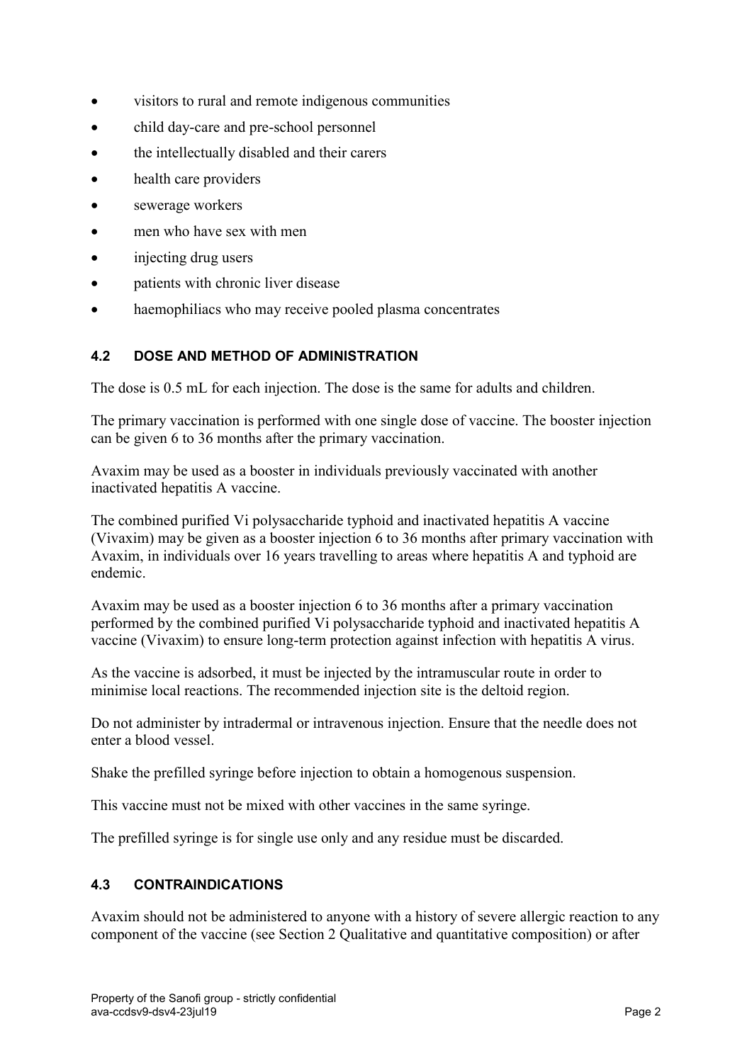- visitors to rural and remote indigenous communities
- child day-care and pre-school personnel
- the intellectually disabled and their carers
- health care providers
- sewerage workers
- men who have sex with men
- injecting drug users
- patients with chronic liver disease
- haemophiliacs who may receive pooled plasma concentrates

### 4.2 DOSE AND METHOD OF ADMINISTRATION

The dose is 0.5 mL for each injection. The dose is the same for adults and children.

The primary vaccination is performed with one single dose of vaccine. The booster injection can be given 6 to 36 months after the primary vaccination.

Avaxim may be used as a booster in individuals previously vaccinated with another inactivated hepatitis A vaccine.

The combined purified Vi polysaccharide typhoid and inactivated hepatitis A vaccine (Vivaxim) may be given as a booster injection 6 to 36 months after primary vaccination with Avaxim, in individuals over 16 years travelling to areas where hepatitis A and typhoid are endemic.

Avaxim may be used as a booster injection 6 to 36 months after a primary vaccination performed by the combined purified Vi polysaccharide typhoid and inactivated hepatitis A vaccine (Vivaxim) to ensure long-term protection against infection with hepatitis A virus.

As the vaccine is adsorbed, it must be injected by the intramuscular route in order to minimise local reactions. The recommended injection site is the deltoid region.

Do not administer by intradermal or intravenous injection. Ensure that the needle does not enter a blood vessel.

Shake the prefilled syringe before injection to obtain a homogenous suspension.

This vaccine must not be mixed with other vaccines in the same syringe.

The prefilled syringe is for single use only and any residue must be discarded.

### 4.3 CONTRAINDICATIONS

Avaxim should not be administered to anyone with a history of severe allergic reaction to any component of the vaccine (see Section 2 Qualitative and quantitative composition) or after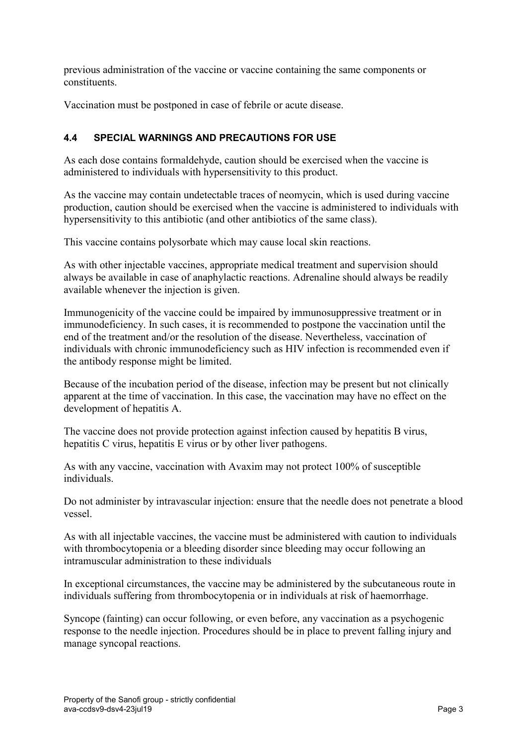previous administration of the vaccine or vaccine containing the same components or constituents.

Vaccination must be postponed in case of febrile or acute disease.

### 4.4 SPECIAL WARNINGS AND PRECAUTIONS FOR USE

As each dose contains formaldehyde, caution should be exercised when the vaccine is administered to individuals with hypersensitivity to this product.

As the vaccine may contain undetectable traces of neomycin, which is used during vaccine production, caution should be exercised when the vaccine is administered to individuals with hypersensitivity to this antibiotic (and other antibiotics of the same class).

This vaccine contains polysorbate which may cause local skin reactions.

As with other injectable vaccines, appropriate medical treatment and supervision should always be available in case of anaphylactic reactions. Adrenaline should always be readily available whenever the injection is given.

Immunogenicity of the vaccine could be impaired by immunosuppressive treatment or in immunodeficiency. In such cases, it is recommended to postpone the vaccination until the end of the treatment and/or the resolution of the disease. Nevertheless, vaccination of individuals with chronic immunodeficiency such as HIV infection is recommended even if the antibody response might be limited.

Because of the incubation period of the disease, infection may be present but not clinically apparent at the time of vaccination. In this case, the vaccination may have no effect on the development of hepatitis A.

The vaccine does not provide protection against infection caused by hepatitis B virus, hepatitis C virus, hepatitis E virus or by other liver pathogens.

As with any vaccine, vaccination with Avaxim may not protect 100% of susceptible individuals.

Do not administer by intravascular injection: ensure that the needle does not penetrate a blood vessel.

As with all injectable vaccines, the vaccine must be administered with caution to individuals with thrombocytopenia or a bleeding disorder since bleeding may occur following an intramuscular administration to these individuals

In exceptional circumstances, the vaccine may be administered by the subcutaneous route in individuals suffering from thrombocytopenia or in individuals at risk of haemorrhage.

Syncope (fainting) can occur following, or even before, any vaccination as a psychogenic response to the needle injection. Procedures should be in place to prevent falling injury and manage syncopal reactions.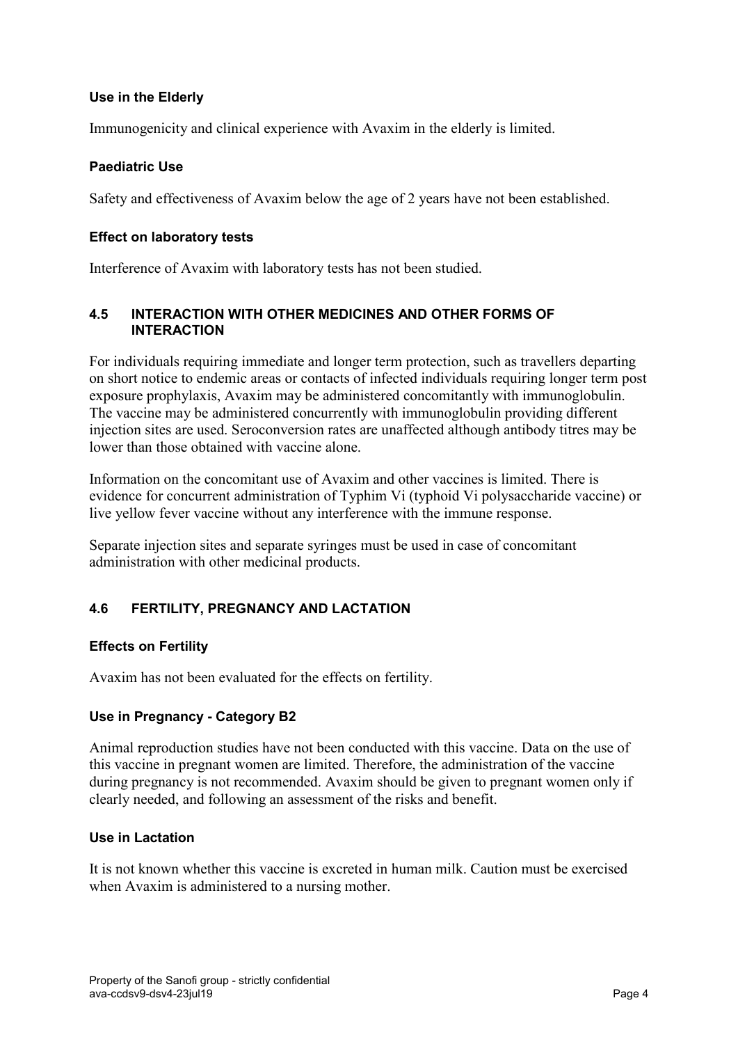### Use in the Elderly

Immunogenicity and clinical experience with Avaxim in the elderly is limited.

### Paediatric Use

Safety and effectiveness of Avaxim below the age of 2 years have not been established.

### Effect on laboratory tests

Interference of Avaxim with laboratory tests has not been studied.

## 4.5 INTERACTION WITH OTHER MEDICINES AND OTHER FORMS OF INTERACTION

For individuals requiring immediate and longer term protection, such as travellers departing on short notice to endemic areas or contacts of infected individuals requiring longer term post exposure prophylaxis, Avaxim may be administered concomitantly with immunoglobulin. The vaccine may be administered concurrently with immunoglobulin providing different injection sites are used. Seroconversion rates are unaffected although antibody titres may be lower than those obtained with vaccine alone.

Information on the concomitant use of Avaxim and other vaccines is limited. There is evidence for concurrent administration of Typhim Vi (typhoid Vi polysaccharide vaccine) or live yellow fever vaccine without any interference with the immune response.

Separate injection sites and separate syringes must be used in case of concomitant administration with other medicinal products.

## 4.6 FERTILITY, PREGNANCY AND LACTATION

### Effects on Fertility

Avaxim has not been evaluated for the effects on fertility.

### Use in Pregnancy - Category B2

Animal reproduction studies have not been conducted with this vaccine. Data on the use of this vaccine in pregnant women are limited. Therefore, the administration of the vaccine during pregnancy is not recommended. Avaxim should be given to pregnant women only if clearly needed, and following an assessment of the risks and benefit.

### Use in Lactation

It is not known whether this vaccine is excreted in human milk. Caution must be exercised when Avaxim is administered to a nursing mother.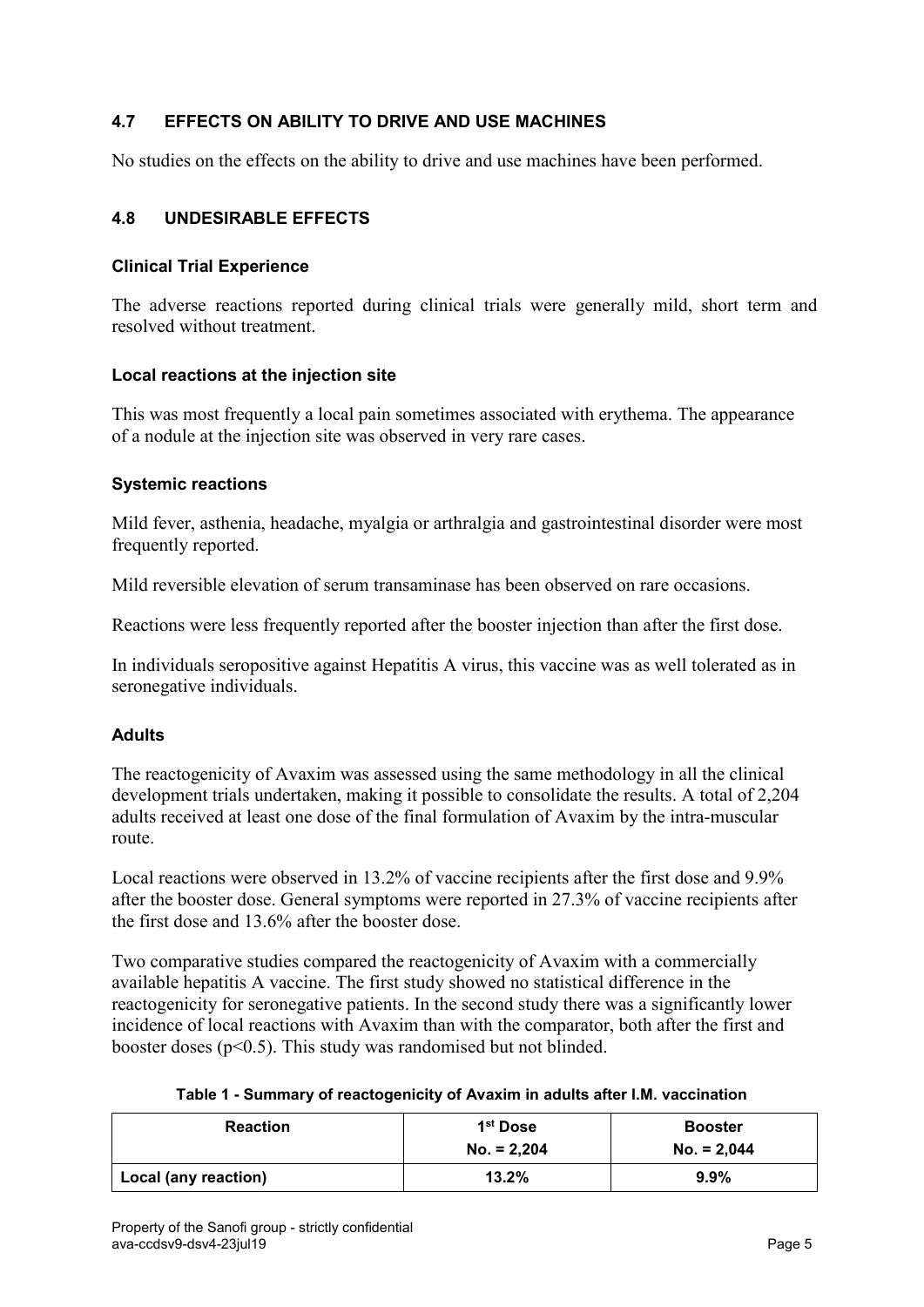## 4.7 EFFECTS ON ABILITY TO DRIVE AND USE MACHINES

No studies on the effects on the ability to drive and use machines have been performed.

## 4.8 UNDESIRABLE EFFECTS

### Clinical Trial Experience

The adverse reactions reported during clinical trials were generally mild, short term and resolved without treatment.

### Local reactions at the injection site

This was most frequently a local pain sometimes associated with erythema. The appearance of a nodule at the injection site was observed in very rare cases.

### Systemic reactions

Mild fever, asthenia, headache, myalgia or arthralgia and gastrointestinal disorder were most frequently reported.

Mild reversible elevation of serum transaminase has been observed on rare occasions.

Reactions were less frequently reported after the booster injection than after the first dose.

In individuals seropositive against Hepatitis A virus, this vaccine was as well tolerated as in seronegative individuals.

### Adults

The reactogenicity of Avaxim was assessed using the same methodology in all the clinical development trials undertaken, making it possible to consolidate the results. A total of 2,204 adults received at least one dose of the final formulation of Avaxim by the intra-muscular route.

Local reactions were observed in 13.2% of vaccine recipients after the first dose and 9.9% after the booster dose. General symptoms were reported in 27.3% of vaccine recipients after the first dose and 13.6% after the booster dose.

Two comparative studies compared the reactogenicity of Avaxim with a commercially available hepatitis A vaccine. The first study showed no statistical difference in the reactogenicity for seronegative patients. In the second study there was a significantly lower incidence of local reactions with Avaxim than with the comparator, both after the first and booster doses ($p<0.5$). This study was randomised but not blinded.

**Table 1 - Summary of reactogenicity of Avaxim in adults after I.M. vaccination**

| Reaction | 1st Dose No. = 2,204 | Booster No. = 2,044 |
|---|---|---|
| **Local (any reaction)** | **13.2%** | **9.9%** |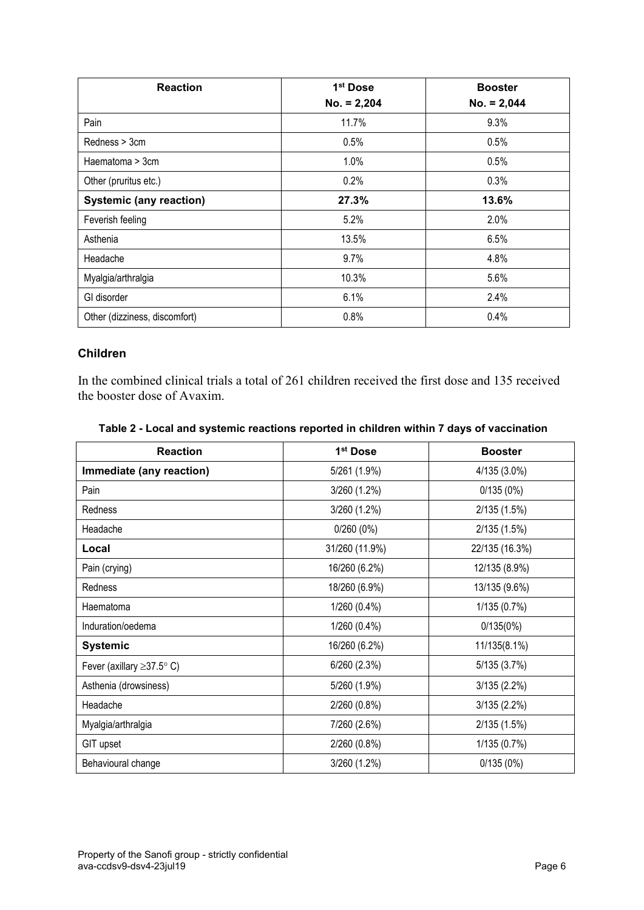| Reaction | 1st Dose No. = 2,204 | Booster No. = 2,044 |
|---|---|---|
| Pain | 11.7% | 9.3% |
| Redness > 3cm | 0.5% | 0.5% |
| Haematoma > 3cm | 1.0% | 0.5% |
| Other (pruritus etc.) | 0.2% | 0.3% |
| **Systemic (any reaction)** | **27.3%** | **13.6%** |
| Feverish feeling | 5.2% | 2.0% |
| Asthenia | 13.5% | 6.5% |
| Headache | 9.7% | 4.8% |
| Myalgia/arthralgia | 10.3% | 5.6% |
| GI disorder | 6.1% | 2.4% |
| Other (dizziness, discomfort) | 0.8% | 0.4% |

### Children

In the combined clinical trials a total of 261 children received the first dose and 135 received the booster dose of Avaxim.

**Table 2 - Local and systemic reactions reported in children within 7 days of vaccination**

| Reaction | 1st Dose | Booster |
|---|---|---|
| **Immediate (any reaction)** | 5/261 (1.9%) | 4/135 (3.0%) |
| Pain | 3/260 (1.2%) | 0/135 (0%) |
| Redness | 3/260 (1.2%) | 2/135 (1.5%) |
| Headache | 0/260 (0%) | 2/135 (1.5%) |
| **Local** | 31/260 (11.9%) | 22/135 (16.3%) |
| Pain (crying) | 16/260 (6.2%) | 12/135 (8.9%) |
| Redness | 18/260 (6.9%) | 13/135 (9.6%) |
| Haematoma | 1/260 (0.4%) | 1/135 (0.7%) |
| Induration/oedema | 1/260 (0.4%) | 0/135(0%) |
| **Systemic** | 16/260 (6.2%) | 11/135(8.1%) |
| Fever (axillary ≥37.5° C) | 6/260 (2.3%) | 5/135 (3.7%) |
| Asthenia (drowsiness) | 5/260 (1.9%) | 3/135 (2.2%) |
| Headache | 2/260 (0.8%) | 3/135 (2.2%) |
| Myalgia/arthralgia | 7/260 (2.6%) | 2/135 (1.5%) |
| GIT upset | 2/260 (0.8%) | 1/135 (0.7%) |
| Behavioural change | 3/260 (1.2%) | 0/135 (0%) |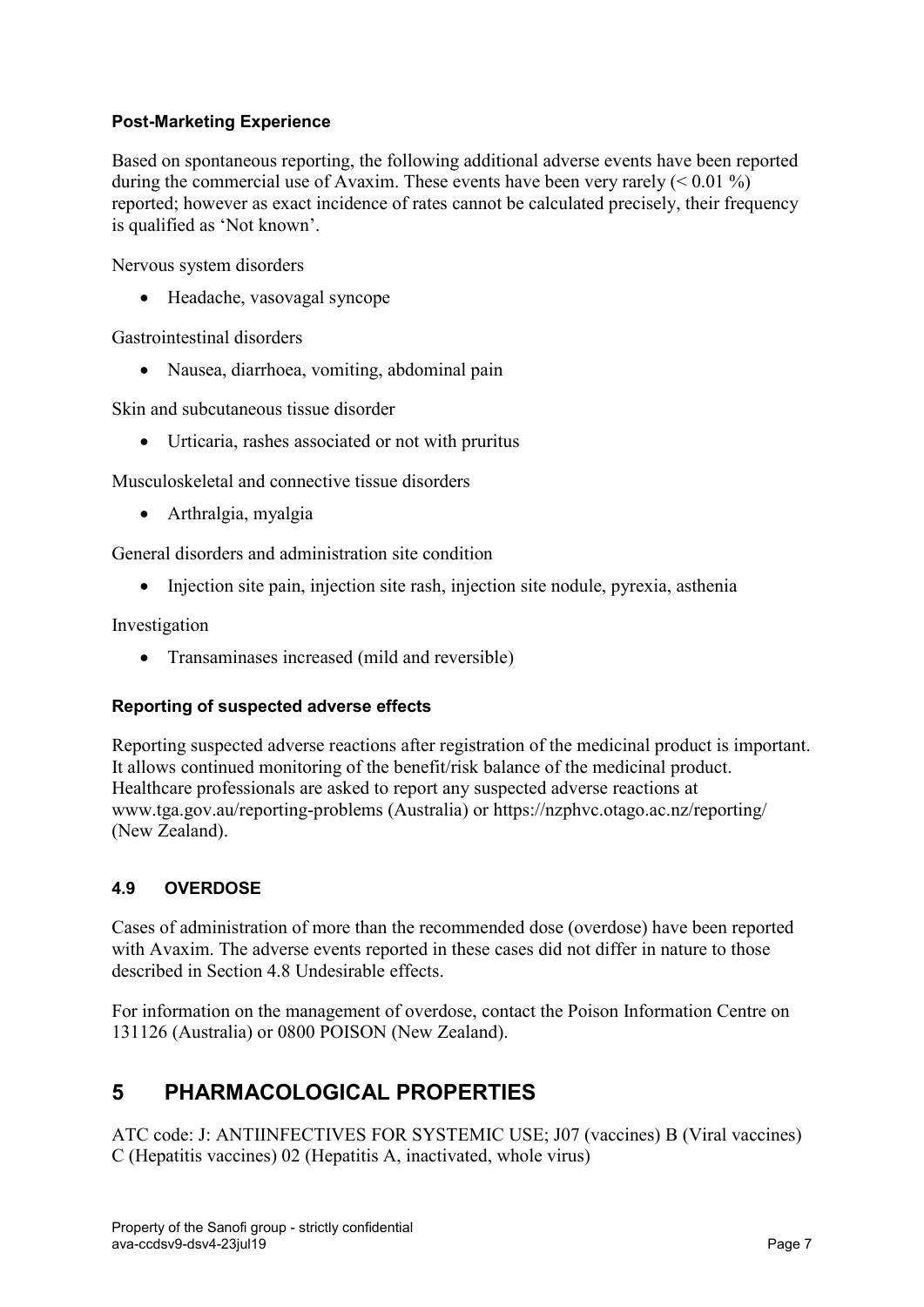### Post-Marketing Experience

Based on spontaneous reporting, the following additional adverse events have been reported during the commercial use of Avaxim. These events have been very rarely (< 0.01 %) reported; however as exact incidence of rates cannot be calculated precisely, their frequency is qualified as 'Not known'.

Nervous system disorders

- Headache, vasovagal syncope

Gastrointestinal disorders

- Nausea, diarrhoea, vomiting, abdominal pain

Skin and subcutaneous tissue disorder

- Urticaria, rashes associated or not with pruritus

Musculoskeletal and connective tissue disorders

- Arthralgia, myalgia

General disorders and administration site condition

- Injection site pain, injection site rash, injection site nodule, pyrexia, asthenia

Investigation

- Transaminases increased (mild and reversible)

### Reporting of suspected adverse effects

Reporting suspected adverse reactions after registration of the medicinal product is important. It allows continued monitoring of the benefit/risk balance of the medicinal product. Healthcare professionals are asked to report any suspected adverse reactions at www.tga.gov.au/reporting-problems (Australia) or https://nzphvc.otago.ac.nz/reporting/ (New Zealand).

### 4.9 OVERDOSE

Cases of administration of more than the recommended dose (overdose) have been reported with Avaxim. The adverse events reported in these cases did not differ in nature to those described in Section 4.8 Undesirable effects.

For information on the management of overdose, contact the Poison Information Centre on 131126 (Australia) or 0800 POISON (New Zealand).

## 5 PHARMACOLOGICAL PROPERTIES

ATC code: J: ANTIINFECTIVES FOR SYSTEMIC USE; J07 (vaccines) B (Viral vaccines) C (Hepatitis vaccines) 02 (Hepatitis A, inactivated, whole virus)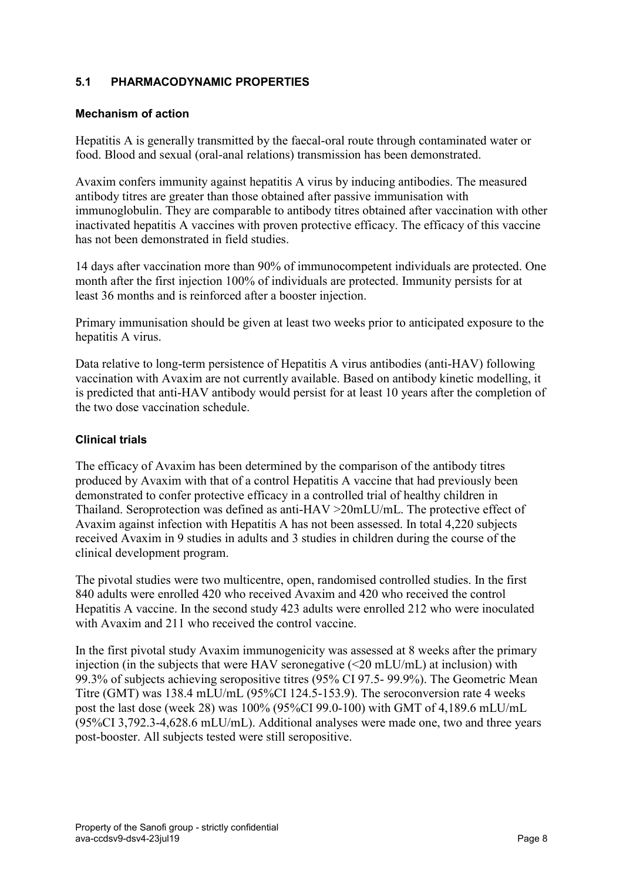## 5.1 PHARMACODYNAMIC PROPERTIES

### Mechanism of action

Hepatitis A is generally transmitted by the faecal-oral route through contaminated water or food. Blood and sexual (oral-anal relations) transmission has been demonstrated.

Avaxim confers immunity against hepatitis A virus by inducing antibodies. The measured antibody titres are greater than those obtained after passive immunisation with immunoglobulin. They are comparable to antibody titres obtained after vaccination with other inactivated hepatitis A vaccines with proven protective efficacy. The efficacy of this vaccine has not been demonstrated in field studies.

14 days after vaccination more than 90% of immunocompetent individuals are protected. One month after the first injection 100% of individuals are protected. Immunity persists for at least 36 months and is reinforced after a booster injection.

Primary immunisation should be given at least two weeks prior to anticipated exposure to the hepatitis A virus.

Data relative to long-term persistence of Hepatitis A virus antibodies (anti-HAV) following vaccination with Avaxim are not currently available. Based on antibody kinetic modelling, it is predicted that anti-HAV antibody would persist for at least 10 years after the completion of the two dose vaccination schedule.

### Clinical trials

The efficacy of Avaxim has been determined by the comparison of the antibody titres produced by Avaxim with that of a control Hepatitis A vaccine that had previously been demonstrated to confer protective efficacy in a controlled trial of healthy children in Thailand. Seroprotection was defined as anti-HAV >20mLU/mL. The protective effect of Avaxim against infection with Hepatitis A has not been assessed. In total 4,220 subjects received Avaxim in 9 studies in adults and 3 studies in children during the course of the clinical development program.

The pivotal studies were two multicentre, open, randomised controlled studies. In the first 840 adults were enrolled 420 who received Avaxim and 420 who received the control Hepatitis A vaccine. In the second study 423 adults were enrolled 212 who were inoculated with Avaxim and 211 who received the control vaccine.

In the first pivotal study Avaxim immunogenicity was assessed at 8 weeks after the primary injection (in the subjects that were HAV seronegative (<20 mLU/mL) at inclusion) with 99.3% of subjects achieving seropositive titres (95% CI 97.5- 99.9%). The Geometric Mean Titre (GMT) was 138.4 mLU/mL (95%CI 124.5-153.9). The seroconversion rate 4 weeks post the last dose (week 28) was 100% (95%CI 99.0-100) with GMT of 4,189.6 mLU/mL (95%CI 3,792.3-4,628.6 mLU/mL). Additional analyses were made one, two and three years post-booster. All subjects tested were still seropositive.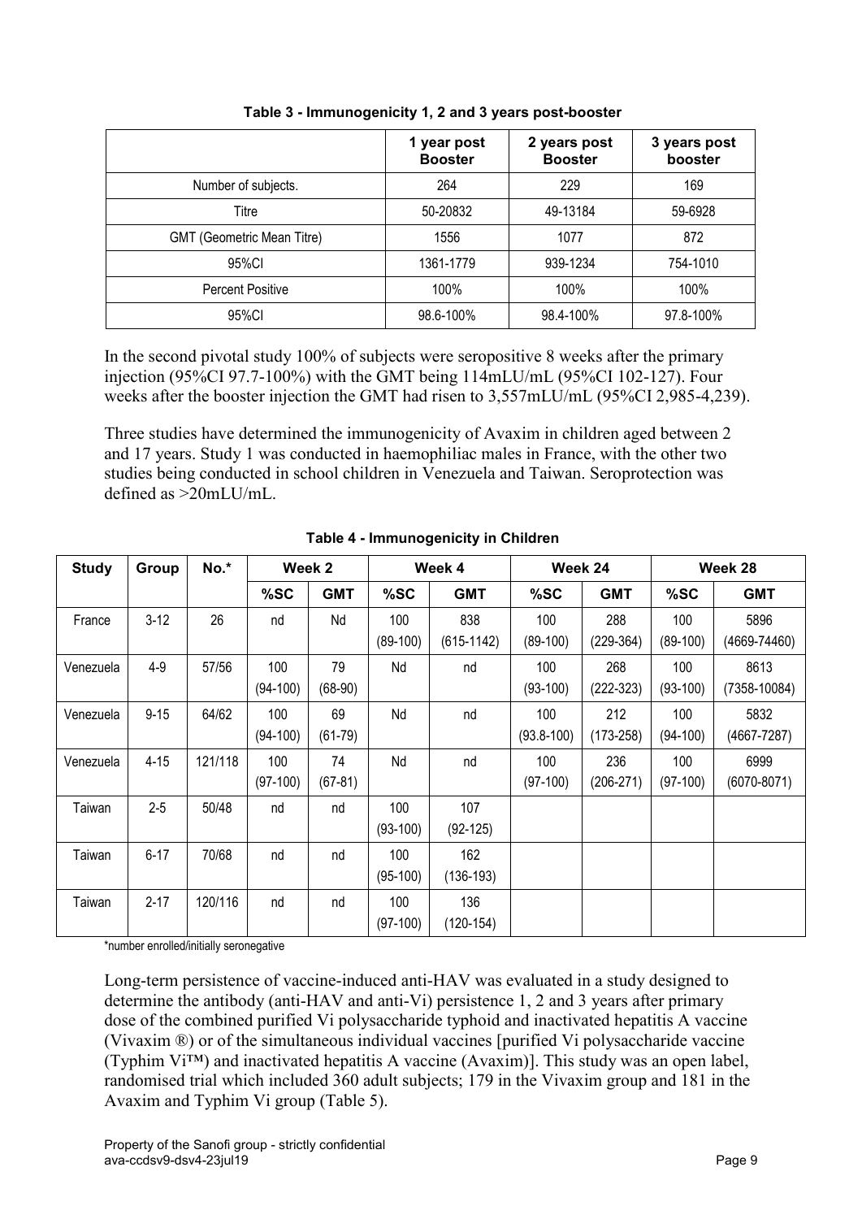**Table 3 - Immunogenicity 1, 2 and 3 years post-booster**

| | 1 year post Booster | 2 years post Booster | 3 years post booster |
|---|---|---|---|
| Number of subjects. | 264 | 229 | 169 |
| Titre | 50-20832 | 49-13184 | 59-6928 |
| GMT (Geometric Mean Titre) | 1556 | 1077 | 872 |
| 95%CI | 1361-1779 | 939-1234 | 754-1010 |
| Percent Positive | 100% | 100% | 100% |
| 95%CI | 98.6-100% | 98.4-100% | 97.8-100% |

In the second pivotal study 100% of subjects were seropositive 8 weeks after the primary injection (95%CI 97.7-100%) with the GMT being 114mLU/mL (95%CI 102-127). Four weeks after the booster injection the GMT had risen to 3,557mLU/mL (95%CI 2,985-4,239).

Three studies have determined the immunogenicity of Avaxim in children aged between 2 and 17 years. Study 1 was conducted in haemophiliac males in France, with the other two studies being conducted in school children in Venezuela and Taiwan. Seroprotection was defined as >20mLU/mL.

**Table 4 - Immunogenicity in Children**

| Study | Group | No.* | Week 2 | | Week 4 | | Week 24 | | Week 28 | |
|---|---|---|---|---|---|---|---|---|---|---|
| | | | %SC | GMT | %SC | GMT | %SC | GMT | %SC | GMT |
| France | 3-12 | 26 | nd | Nd | 100 (89-100) | 838 (615-1142) | 100 (89-100) | 288 (229-364) | 100 (89-100) | 5896 (4669-74460) |
| Venezuela | 4-9 | 57/56 | 100 (94-100) | 79 (68-90) | Nd | nd | 100 (93-100) | 268 (222-323) | 100 (93-100) | 8613 (7358-10084) |
| Venezuela | 9-15 | 64/62 | 100 (94-100) | 69 (61-79) | Nd | nd | 100 (93.8-100) | 212 (173-258) | 100 (94-100) | 5832 (4667-7287) |
| Venezuela | 4-15 | 121/118 | 100 (97-100) | 74 (67-81) | Nd | nd | 100 (97-100) | 236 (206-271) | 100 (97-100) | 6999 (6070-8071) |
| Taiwan | 2-5 | 50/48 | nd | nd | 100 (93-100) | 107 (92-125) | | | | |
| Taiwan | 6-17 | 70/68 | nd | nd | 100 (95-100) | 162 (136-193) | | | | |
| Taiwan | 2-17 | 120/116 | nd | nd | 100 (97-100) | 136 (120-154) | | | | |

*number enrolled/initially seronegative

Long-term persistence of vaccine-induced anti-HAV was evaluated in a study designed to determine the antibody (anti-HAV and anti-Vi) persistence 1, 2 and 3 years after primary dose of the combined purified Vi polysaccharide typhoid and inactivated hepatitis A vaccine (Vivaxim ®) or of the simultaneous individual vaccines [purified Vi polysaccharide vaccine (Typhim Vi™) and inactivated hepatitis A vaccine (Avaxim)]. This study was an open label, randomised trial which included 360 adult subjects; 179 in the Vivaxim group and 181 in the Avaxim and Typhim Vi group (Table 5).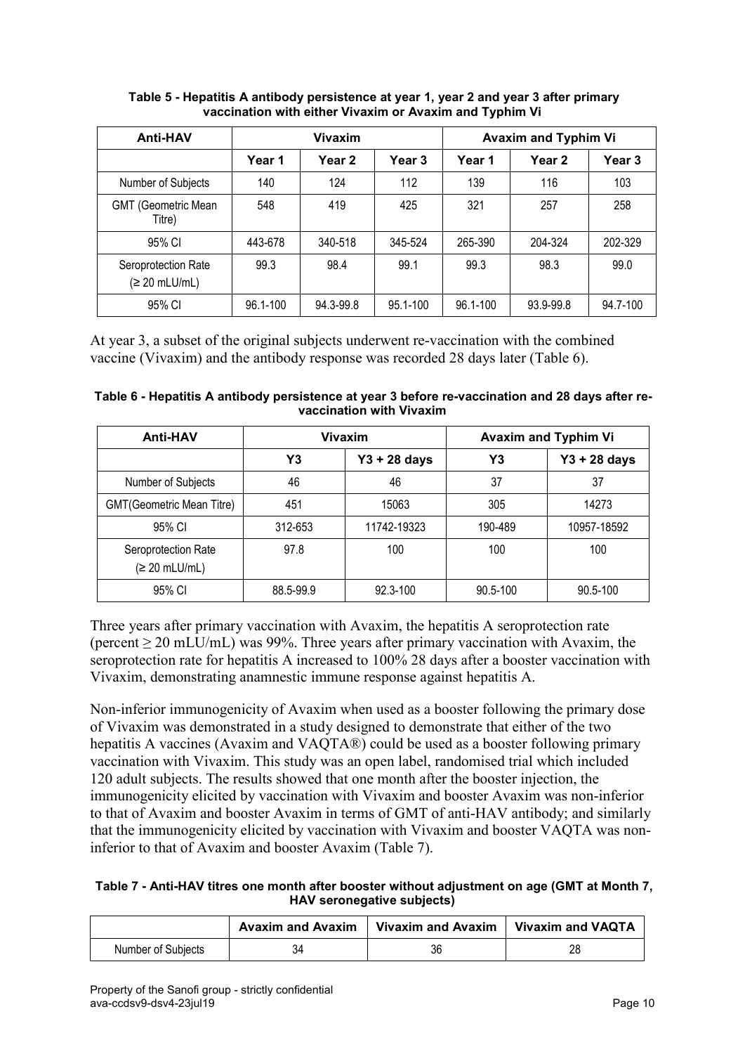**Table 5 - Hepatitis A antibody persistence at year 1, year 2 and year 3 after primary vaccination with either Vivaxim or Avaxim and Typhim Vi**

| Anti-HAV | Vivaxim | | | Avaxim and Typhim Vi | | |
|---|---|---|---|---|---|---|
| | Year 1 | Year 2 | Year 3 | Year 1 | Year 2 | Year 3 |
| Number of Subjects | 140 | 124 | 112 | 139 | 116 | 103 |
| GMT (Geometric Mean Titre) | 548 | 419 | 425 | 321 | 257 | 258 |
| 95% CI | 443-678 | 340-518 | 345-524 | 265-390 | 204-324 | 202-329 |
| Seroprotection Rate (≥ 20 mLU/mL) | 99.3 | 98.4 | 99.1 | 99.3 | 98.3 | 99.0 |
| 95% CI | 96.1-100 | 94.3-99.8 | 95.1-100 | 96.1-100 | 93.9-99.8 | 94.7-100 |

At year 3, a subset of the original subjects underwent re-vaccination with the combined vaccine (Vivaxim) and the antibody response was recorded 28 days later (Table 6).

**Table 6 - Hepatitis A antibody persistence at year 3 before re-vaccination and 28 days after re-vaccination with Vivaxim**

| Anti-HAV | Vivaxim | | Avaxim and Typhim Vi | |
|---|---|---|---|---|
| | Y3 | Y3 + 28 days | Y3 | Y3 + 28 days |
| Number of Subjects | 46 | 46 | 37 | 37 |
| GMT(Geometric Mean Titre) | 451 | 15063 | 305 | 14273 |
| 95% CI | 312-653 | 11742-19323 | 190-489 | 10957-18592 |
| Seroprotection Rate (≥ 20 mLU/mL) | 97.8 | 100 | 100 | 100 |
| 95% CI | 88.5-99.9 | 92.3-100 | 90.5-100 | 90.5-100 |

Three years after primary vaccination with Avaxim, the hepatitis A seroprotection rate (percent ≥ 20 mLU/mL) was 99%. Three years after primary vaccination with Avaxim, the seroprotection rate for hepatitis A increased to 100% 28 days after a booster vaccination with Vivaxim, demonstrating anamnestic immune response against hepatitis A.

Non-inferior immunogenicity of Avaxim when used as a booster following the primary dose of Vivaxim was demonstrated in a study designed to demonstrate that either of the two hepatitis A vaccines (Avaxim and VAQTA®) could be used as a booster following primary vaccination with Vivaxim. This study was an open label, randomised trial which included 120 adult subjects. The results showed that one month after the booster injection, the immunogenicity elicited by vaccination with Vivaxim and booster Avaxim was non-inferior to that of Avaxim and booster Avaxim in terms of GMT of anti-HAV antibody; and similarly that the immunogenicity elicited by vaccination with Vivaxim and booster VAQTA was non-inferior to that of Avaxim and booster Avaxim (Table 7).

**Table 7 - Anti-HAV titres one month after booster without adjustment on age (GMT at Month 7, HAV seronegative subjects)**

| | Avaxim and Avaxim | Vivaxim and Avaxim | Vivaxim and VAQTA |
|---|---|---|---|
| Number of Subjects | 34 | 36 | 28 |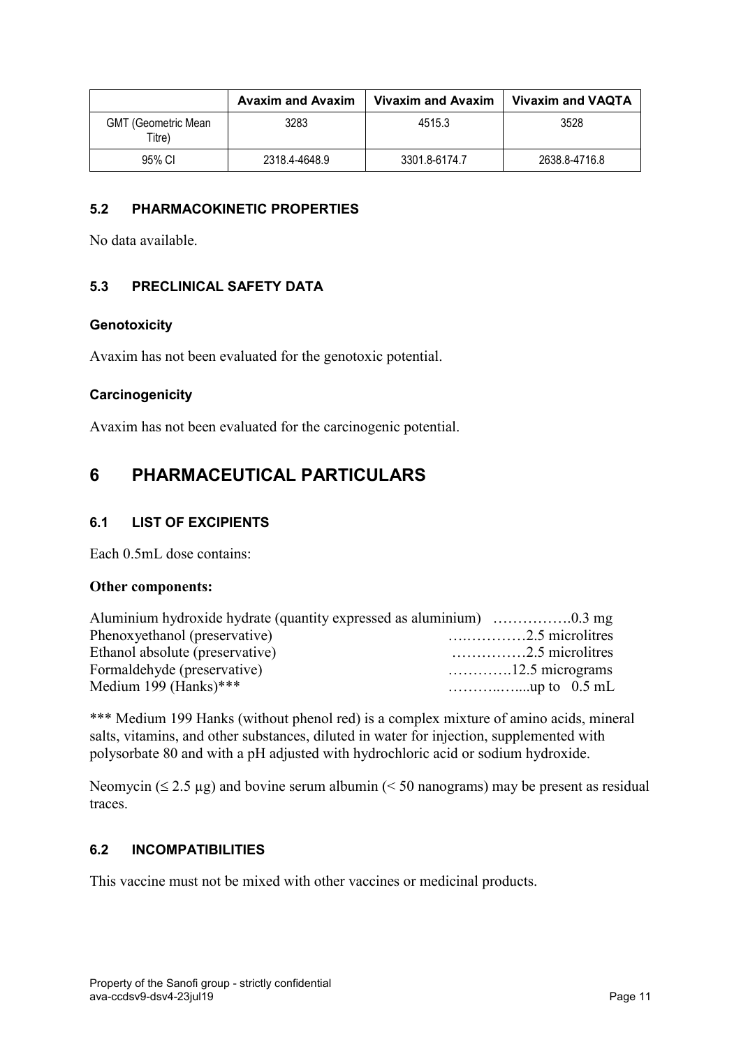| | Avaxim and Avaxim | Vivaxim and Avaxim | Vivaxim and VAQTA |
|---|---|---|---|
| GMT (Geometric Mean Titre) | 3283 | 4515.3 | 3528 |
| 95% CI | 2318.4-4648.9 | 3301.8-6174.7 | 2638.8-4716.8 |

### 5.2 PHARMACOKINETIC PROPERTIES

No data available.

### 5.3 PRECLINICAL SAFETY DATA

#### Genotoxicity

Avaxim has not been evaluated for the genotoxic potential.

#### Carcinogenicity

Avaxim has not been evaluated for the carcinogenic potential.

## 6 PHARMACEUTICAL PARTICULARS

### 6.1 LIST OF EXCIPIENTS

Each 0.5mL dose contains:

**Other components:**

Aluminium hydroxide hydrate (quantity expressed as aluminium) …………….0.3 mg
Phenoxyethanol (preservative) ….…………2.5 microlitres
Ethanol absolute (preservative) ……………2.5 microlitres
Formaldehyde (preservative) ………….12.5 micrograms
Medium 199 (Hanks)*** ………..…....up to 0.5 mL

*** Medium 199 Hanks (without phenol red) is a complex mixture of amino acids, mineral salts, vitamins, and other substances, diluted in water for injection, supplemented with polysorbate 80 and with a pH adjusted with hydrochloric acid or sodium hydroxide.

Neomycin (≤ 2.5 µg) and bovine serum albumin (< 50 nanograms) may be present as residual traces.

### 6.2 INCOMPATIBILITIES

This vaccine must not be mixed with other vaccines or medicinal products.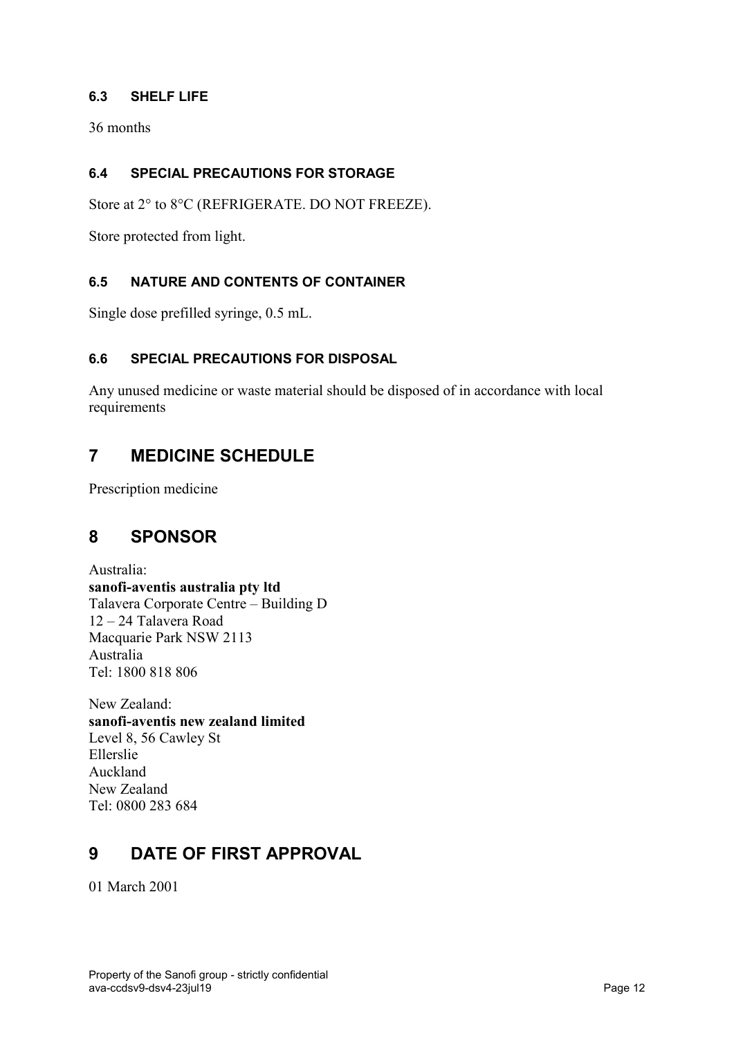### 6.3 SHELF LIFE

36 months

### 6.4 SPECIAL PRECAUTIONS FOR STORAGE

Store at 2° to 8°C (REFRIGERATE. DO NOT FREEZE).

Store protected from light.

### 6.5 NATURE AND CONTENTS OF CONTAINER

Single dose prefilled syringe, 0.5 mL.

### 6.6 SPECIAL PRECAUTIONS FOR DISPOSAL

Any unused medicine or waste material should be disposed of in accordance with local requirements

## 7 MEDICINE SCHEDULE

Prescription medicine

## 8 SPONSOR

Australia:
**sanofi-aventis australia pty ltd**
Talavera Corporate Centre – Building D
12 – 24 Talavera Road
Macquarie Park NSW 2113
Australia
Tel: 1800 818 806

New Zealand:
**sanofi-aventis new zealand limited**
Level 8, 56 Cawley St
Ellerslie
Auckland
New Zealand
Tel: 0800 283 684

## 9 DATE OF FIRST APPROVAL

01 March 2001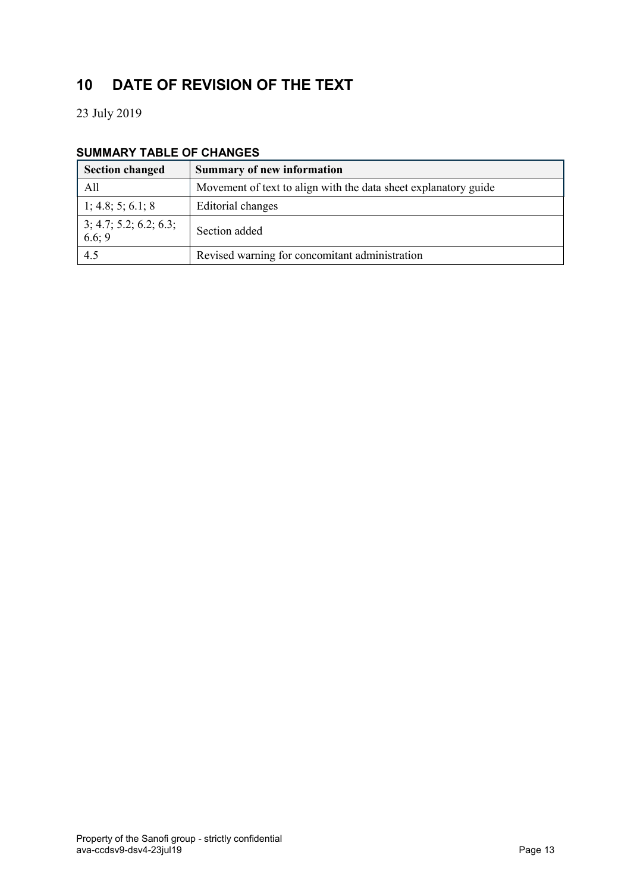## 10 DATE OF REVISION OF THE TEXT

23 July 2019

### SUMMARY TABLE OF CHANGES

| Section changed | Summary of new information |
|---|---|
| All | Movement of text to align with the data sheet explanatory guide |
| 1; 4.8; 5; 6.1; 8 | Editorial changes |
| 3; 4.7; 5.2; 6.2; 6.3; 6.6; 9 | Section added |
| 4.5 | Revised warning for concomitant administration |

Property of the Sanofi group - strictly confidential
ava-ccdsv9-dsv4-23jul19